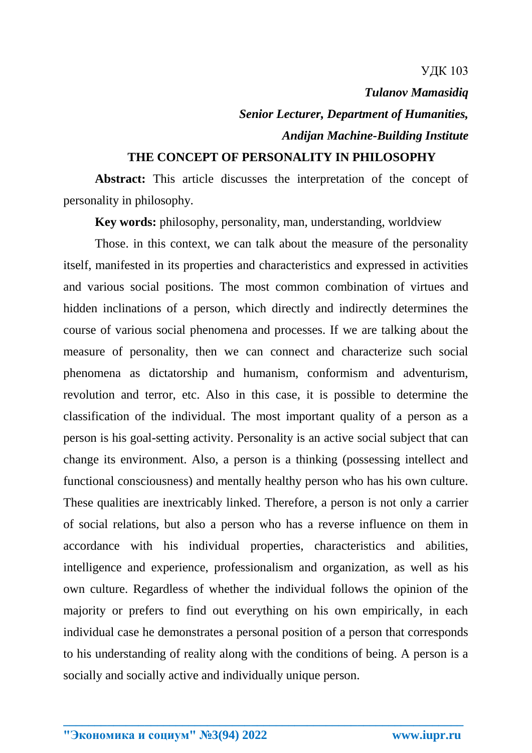УДК 103

***Tulanov Mamasidiq***

***Senior Lecturer, Department of Humanities,***

***Andijan Machine-Building Institute***

# THE CONCEPT OF PERSONALITY IN PHILOSOPHY

**Abstract:** This article discusses the interpretation of the concept of personality in philosophy.

**Key words:** philosophy, personality, man, understanding, worldview

Those. in this context, we can talk about the measure of the personality itself, manifested in its properties and characteristics and expressed in activities and various social positions. The most common combination of virtues and hidden inclinations of a person, which directly and indirectly determines the course of various social phenomena and processes. If we are talking about the measure of personality, then we can connect and characterize such social phenomena as dictatorship and humanism, conformism and adventurism, revolution and terror, etc. Also in this case, it is possible to determine the classification of the individual. The most important quality of a person as a person is his goal-setting activity. Personality is an active social subject that can change its environment. Also, a person is a thinking (possessing intellect and functional consciousness) and mentally healthy person who has his own culture. These qualities are inextricably linked. Therefore, a person is not only a carrier of social relations, but also a person who has a reverse influence on them in accordance with his individual properties, characteristics and abilities, intelligence and experience, professionalism and organization, as well as his own culture. Regardless of whether the individual follows the opinion of the majority or prefers to find out everything on his own empirically, in each individual case he demonstrates a personal position of a person that corresponds to his understanding of reality along with the conditions of being. A person is a socially and socially active and individually unique person.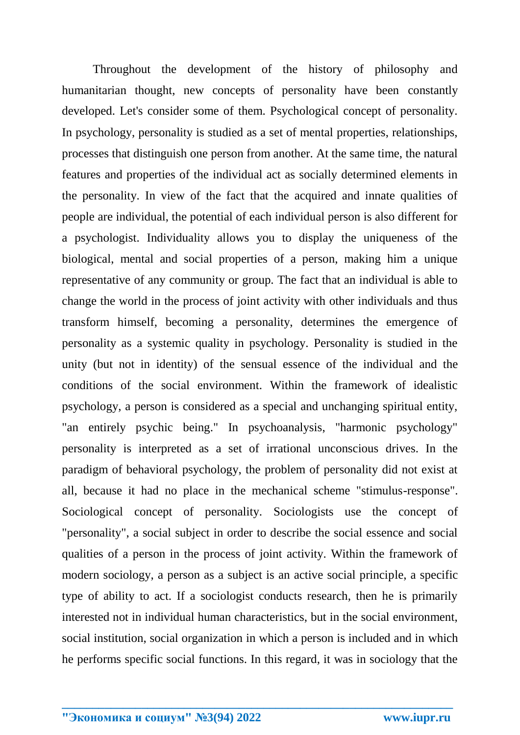Throughout the development of the history of philosophy and humanitarian thought, new concepts of personality have been constantly developed. Let's consider some of them. Psychological concept of personality. In psychology, personality is studied as a set of mental properties, relationships, processes that distinguish one person from another. At the same time, the natural features and properties of the individual act as socially determined elements in the personality. In view of the fact that the acquired and innate qualities of people are individual, the potential of each individual person is also different for a psychologist. Individuality allows you to display the uniqueness of the biological, mental and social properties of a person, making him a unique representative of any community or group. The fact that an individual is able to change the world in the process of joint activity with other individuals and thus transform himself, becoming a personality, determines the emergence of personality as a systemic quality in psychology. Personality is studied in the unity (but not in identity) of the sensual essence of the individual and the conditions of the social environment. Within the framework of idealistic psychology, a person is considered as a special and unchanging spiritual entity, "an entirely psychic being." In psychoanalysis, "harmonic psychology" personality is interpreted as a set of irrational unconscious drives. In the paradigm of behavioral psychology, the problem of personality did not exist at all, because it had no place in the mechanical scheme "stimulus-response". Sociological concept of personality. Sociologists use the concept of "personality", a social subject in order to describe the social essence and social qualities of a person in the process of joint activity. Within the framework of modern sociology, a person as a subject is an active social principle, a specific type of ability to act. If a sociologist conducts research, then he is primarily interested not in individual human characteristics, but in the social environment, social institution, social organization in which a person is included and in which he performs specific social functions. In this regard, it was in sociology that the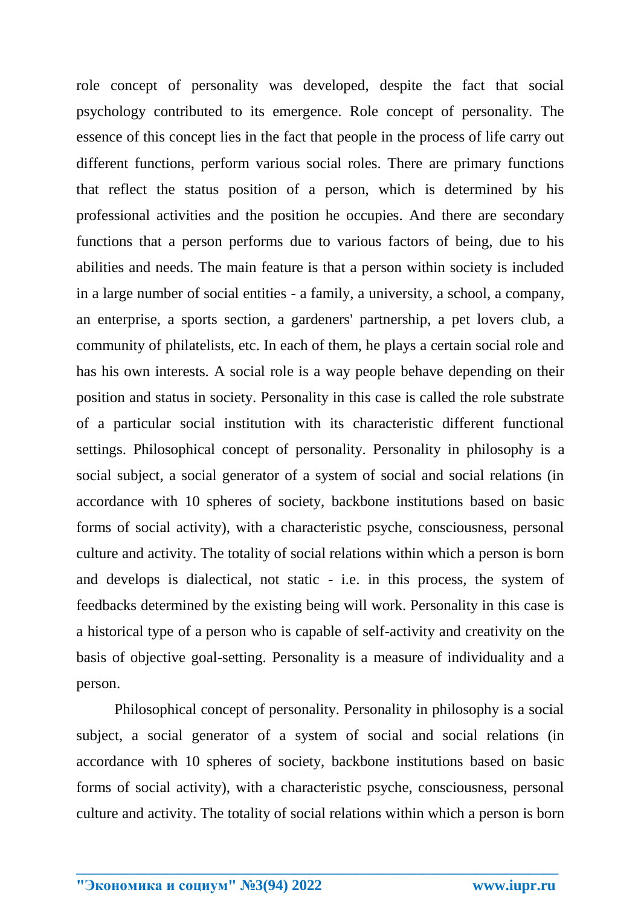role concept of personality was developed, despite the fact that social psychology contributed to its emergence. Role concept of personality. The essence of this concept lies in the fact that people in the process of life carry out different functions, perform various social roles. There are primary functions that reflect the status position of a person, which is determined by his professional activities and the position he occupies. And there are secondary functions that a person performs due to various factors of being, due to his abilities and needs. The main feature is that a person within society is included in a large number of social entities - a family, a university, a school, a company, an enterprise, a sports section, a gardeners' partnership, a pet lovers club, a community of philatelists, etc. In each of them, he plays a certain social role and has his own interests. A social role is a way people behave depending on their position and status in society. Personality in this case is called the role substrate of a particular social institution with its characteristic different functional settings. Philosophical concept of personality. Personality in philosophy is a social subject, a social generator of a system of social and social relations (in accordance with 10 spheres of society, backbone institutions based on basic forms of social activity), with a characteristic psyche, consciousness, personal culture and activity. The totality of social relations within which a person is born and develops is dialectical, not static - i.e. in this process, the system of feedbacks determined by the existing being will work. Personality in this case is a historical type of a person who is capable of self-activity and creativity on the basis of objective goal-setting. Personality is a measure of individuality and a person.

Philosophical concept of personality. Personality in philosophy is a social subject, a social generator of a system of social and social relations (in accordance with 10 spheres of society, backbone institutions based on basic forms of social activity), with a characteristic psyche, consciousness, personal culture and activity. The totality of social relations within which a person is born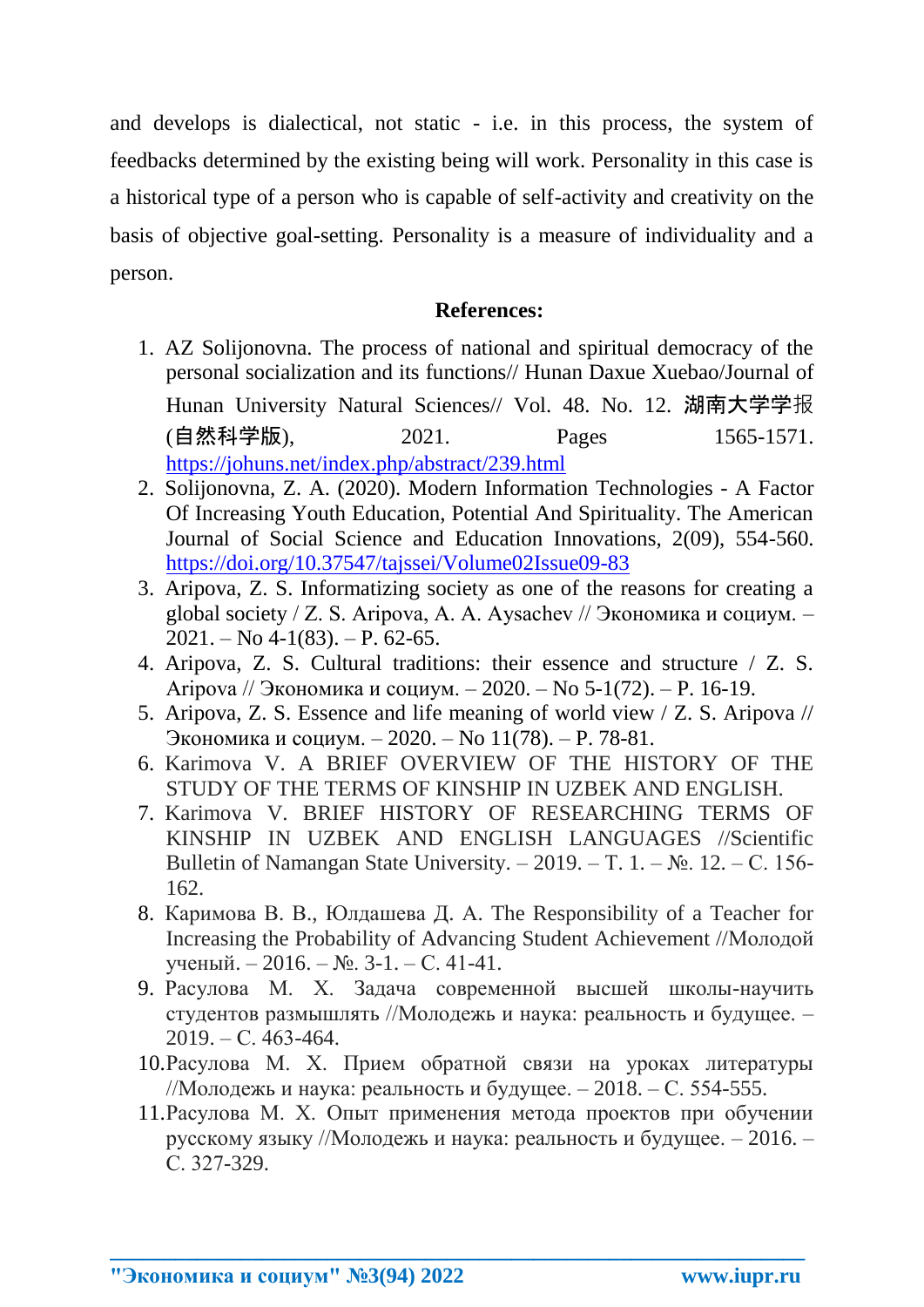and develops is dialectical, not static - i.e. in this process, the system of feedbacks determined by the existing being will work. Personality in this case is a historical type of a person who is capable of self-activity and creativity on the basis of objective goal-setting. Personality is a measure of individuality and a person.

**References:**

1. AZ Solijonovna. The process of national and spiritual democracy of the personal socialization and its functions// Hunan Daxue Xuebao/Journal of Hunan University Natural Sciences// Vol. 48. No. 12. 湖南大学学报 (自然科学版), 2021. Pages 1565-1571. https://johuns.net/index.php/abstract/239.html
2. Solijonovna, Z. A. (2020). Modern Information Technologies - A Factor Of Increasing Youth Education, Potential And Spirituality. The American Journal of Social Science and Education Innovations, 2(09), 554-560. https://doi.org/10.37547/tajssei/Volume02Issue09-83
3. Aripova, Z. S. Informatizing society as one of the reasons for creating a global society / Z. S. Aripova, A. A. Aysachev // Экономика и социум. – 2021. – No 4-1(83). – P. 62-65.
4. Aripova, Z. S. Cultural traditions: their essence and structure / Z. S. Aripova // Экономика и социум. – 2020. – No 5-1(72). – P. 16-19.
5. Aripova, Z. S. Essence and life meaning of world view / Z. S. Aripova // Экономика и социум. – 2020. – No 11(78). – P. 78-81.
6. Karimova V. A BRIEF OVERVIEW OF THE HISTORY OF THE STUDY OF THE TERMS OF KINSHIP IN UZBEK AND ENGLISH.
7. Karimova V. BRIEF HISTORY OF RESEARCHING TERMS OF KINSHIP IN UZBEK AND ENGLISH LANGUAGES //Scientific Bulletin of Namangan State University. – 2019. – T. 1. – №. 12. – С. 156-162.
8. Каримова В. В., Юлдашева Д. А. The Responsibility of a Teacher for Increasing the Probability of Advancing Student Achievement //Молодой ученый. – 2016. – №. 3-1. – С. 41-41.
9. Расулова М. Х. Задача современной высшей школы-научить студентов размышлять //Молодежь и наука: реальность и будущее. – 2019. – С. 463-464.
10. Расулова М. Х. Прием обратной связи на уроках литературы //Молодежь и наука: реальность и будущее. – 2018. – С. 554-555.
11. Расулова М. Х. Опыт применения метода проектов при обучении русскому языку //Молодежь и наука: реальность и будущее. – 2016. – С. 327-329.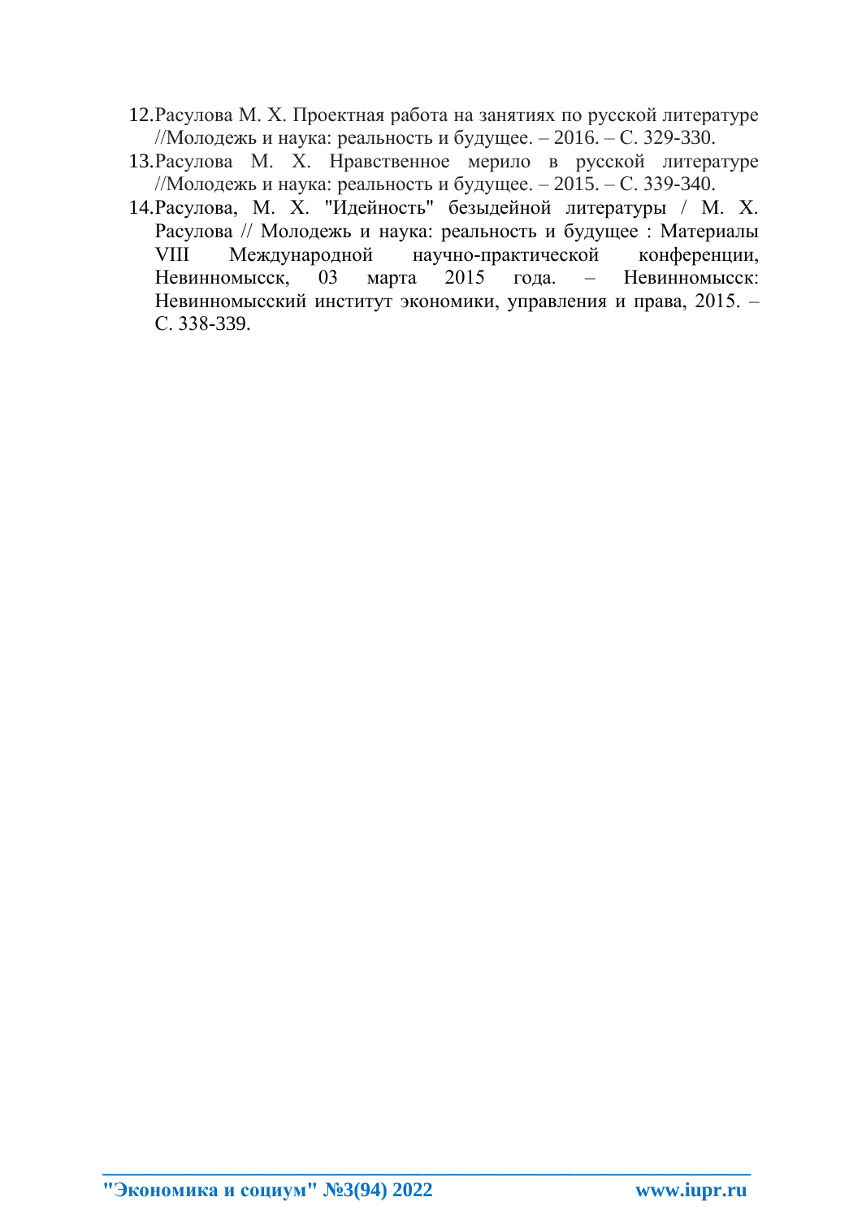12. Расулова М. Х. Проектная работа на занятиях по русской литературе //Молодежь и наука: реальность и будущее. – 2016. – С. 329-330.
13. Расулова М. Х. Нравственное мерило в русской литературе //Молодежь и наука: реальность и будущее. – 2015. – С. 339-340.
14. Расулова, М. Х. "Идейность" безыдейной литературы / М. Х. Расулова // Молодежь и наука: реальность и будущее : Материалы VIII Международной научно-практической конференции, Невинномысск, 03 марта 2015 года. – Невинномысск: Невинномысский институт экономики, управления и права, 2015. – С. 338-339.